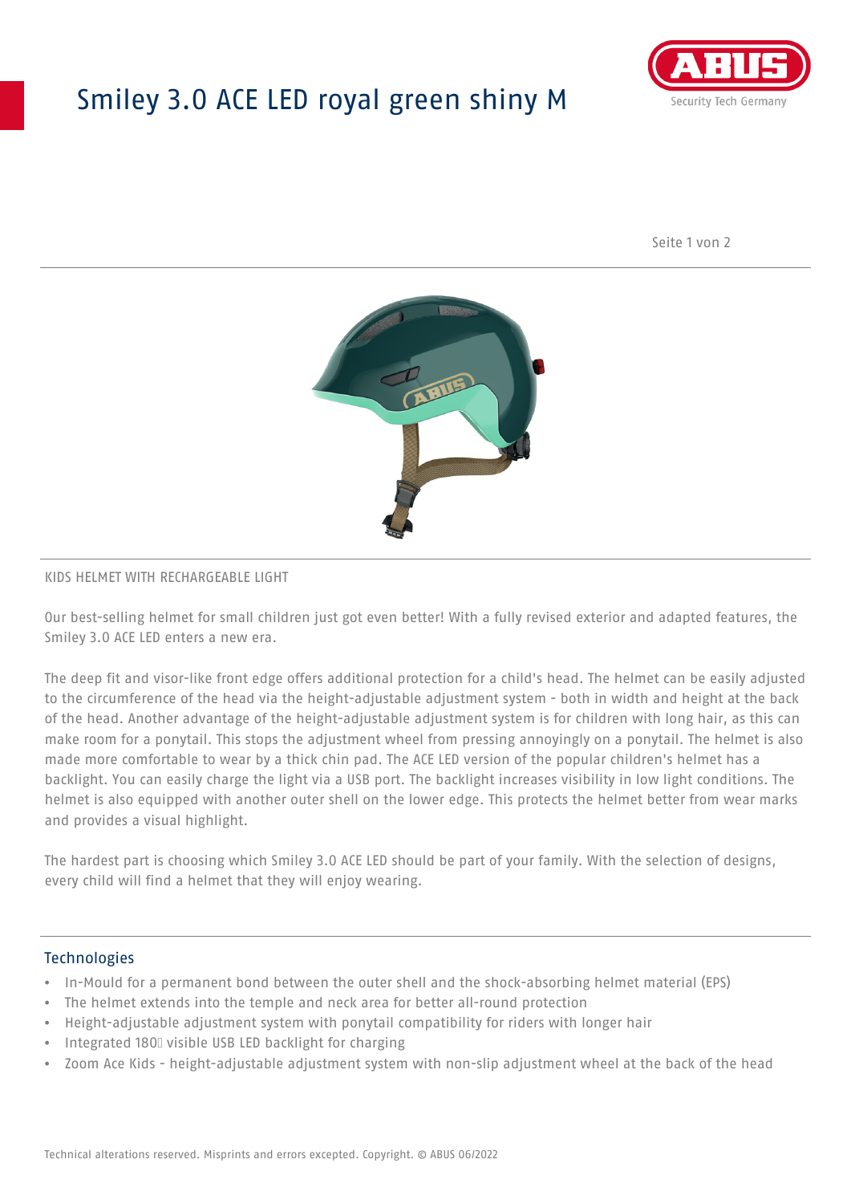# Smiley 3.0 ACE LED royal green shiny M

KIDS HELMET WITH RECHARGEABLE LIGHT

Our best-selling helmet for small children just got even better! With a fully revised exterior and adapted features, the Smiley 3.0 ACE LED enters a new era.

The deep fit and visor-like front edge offers additional protection for a child's head. The helmet can be easily adjusted to the circumference of the head via the height-adjustable adjustment system - both in width and height at the back of the head. Another advantage of the height-adjustable adjustment system is for children with long hair, as this can make room for a ponytail. This stops the adjustment wheel from pressing annoyingly on a ponytail. The helmet is also made more comfortable to wear by a thick chin pad. The ACE LED version of the popular children's helmet has a backlight. You can easily charge the light via a USB port. The backlight increases visibility in low light conditions. The helmet is also equipped with another outer shell on the lower edge. This protects the helmet better from wear marks and provides a visual highlight.

The hardest part is choosing which Smiley 3.0 ACE LED should be part of your family. With the selection of designs, every child will find a helmet that they will enjoy wearing.

## Technologies

- In-Mould for a permanent bond between the outer shell and the shock-absorbing helmet material (EPS)
- The helmet extends into the temple and neck area for better all-round protection
- Height-adjustable adjustment system with ponytail compatibility for riders with longer hair
- Integrated 180° visible USB LED backlight for charging
- Zoom Ace Kids - height-adjustable adjustment system with non-slip adjustment wheel at the back of the head

Technical alterations reserved. Misprints and errors excepted. Copyright. © ABUS 06/2022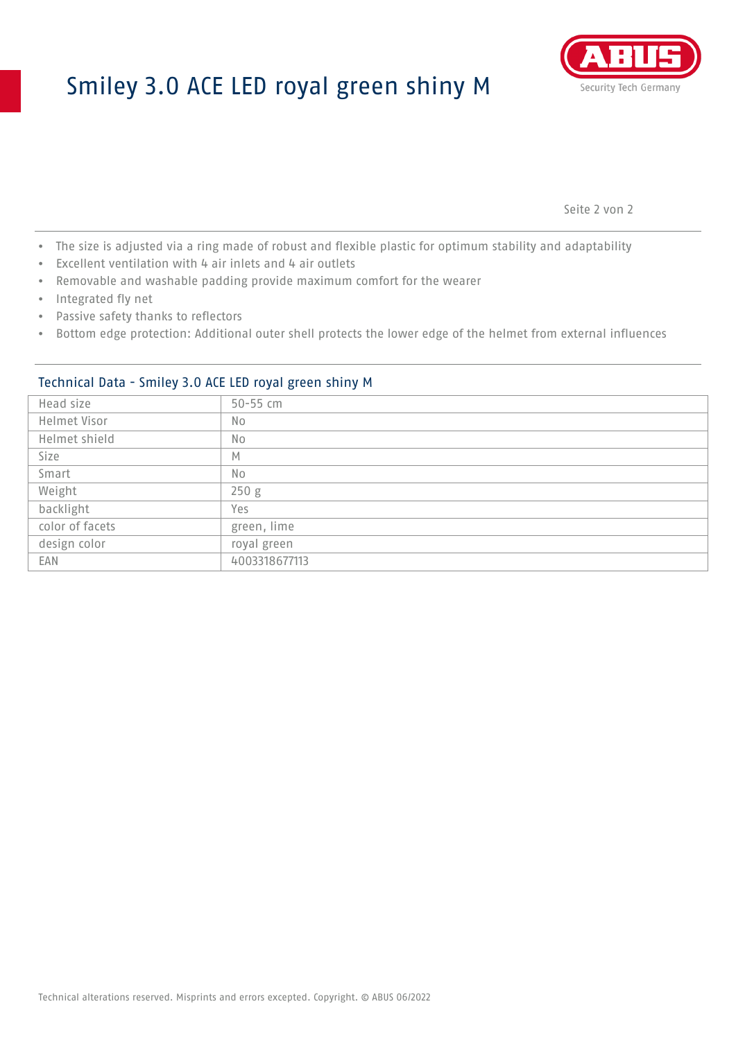- The size is adjusted via a ring made of robust and flexible plastic for optimum stability and adaptability
- Excellent ventilation with 4 air inlets and 4 air outlets
- Removable and washable padding provide maximum comfort for the wearer
- Integrated fly net
- Passive safety thanks to reflectors
- Bottom edge protection: Additional outer shell protects the lower edge of the helmet from external influences

## Technical Data - Smiley 3.0 ACE LED royal green shiny M

| | |
|---|---|
| Head size | 50-55 cm |
| Helmet Visor | No |
| Helmet shield | No |
| Size | M |
| Smart | No |
| Weight | 250 g |
| backlight | Yes |
| color of facets | green, lime |
| design color | royal green |
| EAN | 4003318677113 |

Technical alterations reserved. Misprints and errors excepted. Copyright. © ABUS 06/2022